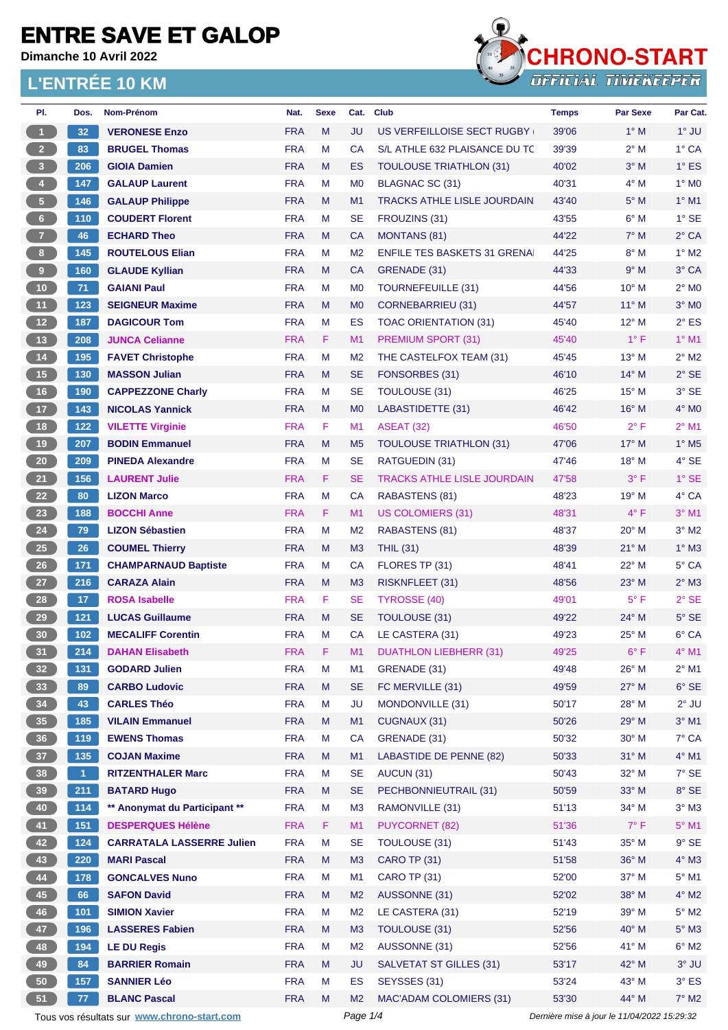# ENTRE SAVE ET GALOP

**Dimanche 10 Avril 2022**

## L'ENTRÉE 10 KM

CHRONO-START
OFFICIAL TIMEKEEPER

| Pl. | Dos. | Nom-Prénom | Nat. | Sexe | Cat. | Club | Temps | Par Sexe | Par Cat. |
|---|---|---|---|---|---|---|---|---|---|
| 1 | 32 | **VERONESE Enzo** | FRA | M | JU | US VERFEILLOISE SECT RUGBY ( | 39'06 | 1° M | 1° JU |
| 2 | 83 | **BRUGEL Thomas** | FRA | M | CA | S/L ATHLE 632 PLAISANCE DU TC | 39'39 | 2° M | 1° CA |
| 3 | 206 | **GIOIA Damien** | FRA | M | ES | TOULOUSE TRIATHLON (31) | 40'02 | 3° M | 1° ES |
| 4 | 147 | **GALAUP Laurent** | FRA | M | M0 | BLAGNAC SC (31) | 40'31 | 4° M | 1° M0 |
| 5 | 146 | **GALAUP Philippe** | FRA | M | M1 | TRACKS ATHLE LISLE JOURDAIN | 43'40 | 5° M | 1° M1 |
| 6 | 110 | **COUDERT Florent** | FRA | M | SE | FROUZINS (31) | 43'55 | 6° M | 1° SE |
| 7 | 46 | **ECHARD Theo** | FRA | M | CA | MONTANS (81) | 44'22 | 7° M | 2° CA |
| 8 | 145 | **ROUTELOUS Elian** | FRA | M | M2 | ENFILE TES BASKETS 31 GRENAI | 44'25 | 8° M | 1° M2 |
| 9 | 160 | **GLAUDE Kyllian** | FRA | M | CA | GRENADE (31) | 44'33 | 9° M | 3° CA |
| 10 | 71 | **GAIANI Paul** | FRA | M | M0 | TOURNEFEUILLE (31) | 44'56 | 10° M | 2° M0 |
| 11 | 123 | **SEIGNEUR Maxime** | FRA | M | M0 | CORNEBARRIEU (31) | 44'57 | 11° M | 3° M0 |
| 12 | 187 | **DAGICOUR Tom** | FRA | M | ES | TOAC ORIENTATION (31) | 45'40 | 12° M | 2° ES |
| 13 | 208 | **JUNCA Celianne** | FRA | F | M1 | PREMIUM SPORT (31) | 45'40 | 1° F | 1° M1 |
| 14 | 195 | **FAVET Christophe** | FRA | M | M2 | THE CASTELFOX TEAM (31) | 45'45 | 13° M | 2° M2 |
| 15 | 130 | **MASSON Julian** | FRA | M | SE | FONSORBES (31) | 46'10 | 14° M | 2° SE |
| 16 | 190 | **CAPPEZZONE Charly** | FRA | M | SE | TOULOUSE (31) | 46'25 | 15° M | 3° SE |
| 17 | 143 | **NICOLAS Yannick** | FRA | M | M0 | LABASTIDETTE (31) | 46'42 | 16° M | 4° M0 |
| 18 | 122 | **VILETTE Virginie** | FRA | F | M1 | ASEAT (32) | 46'50 | 2° F | 2° M1 |
| 19 | 207 | **BODIN Emmanuel** | FRA | M | M5 | TOULOUSE TRIATHLON (31) | 47'06 | 17° M | 1° M5 |
| 20 | 209 | **PINEDA Alexandre** | FRA | M | SE | RATGUEDIN (31) | 47'46 | 18° M | 4° SE |
| 21 | 156 | **LAURENT Julie** | FRA | F | SE | TRACKS ATHLE LISLE JOURDAIN | 47'58 | 3° F | 1° SE |
| 22 | 80 | **LIZON Marco** | FRA | M | CA | RABASTENS (81) | 48'23 | 19° M | 4° CA |
| 23 | 188 | **BOCCHI Anne** | FRA | F | M1 | US COLOMIERS (31) | 48'31 | 4° F | 3° M1 |
| 24 | 79 | **LIZON Sébastien** | FRA | M | M2 | RABASTENS (81) | 48'37 | 20° M | 3° M2 |
| 25 | 26 | **COUMEL Thierry** | FRA | M | M3 | THIL (31) | 48'39 | 21° M | 1° M3 |
| 26 | 171 | **CHAMPARNAUD Baptiste** | FRA | M | CA | FLORES TP (31) | 48'41 | 22° M | 5° CA |
| 27 | 216 | **CARAZA Alain** | FRA | M | M3 | RISKNFLEET (31) | 48'56 | 23° M | 2° M3 |
| 28 | 17 | **ROSA Isabelle** | FRA | F | SE | TYROSSE (40) | 49'01 | 5° F | 2° SE |
| 29 | 121 | **LUCAS Guillaume** | FRA | M | SE | TOULOUSE (31) | 49'22 | 24° M | 5° SE |
| 30 | 102 | **MECALIFF Corentin** | FRA | M | CA | LE CASTERA (31) | 49'23 | 25° M | 6° CA |
| 31 | 214 | **DAHAN Elisabeth** | FRA | F | M1 | DUATHLON LIEBHERR (31) | 49'25 | 6° F | 4° M1 |
| 32 | 131 | **GODARD Julien** | FRA | M | M1 | GRENADE (31) | 49'48 | 26° M | 2° M1 |
| 33 | 89 | **CARBO Ludovic** | FRA | M | SE | FC MERVILLE (31) | 49'59 | 27° M | 6° SE |
| 34 | 43 | **CARLES Théo** | FRA | M | JU | MONDONVILLE (31) | 50'17 | 28° M | 2° JU |
| 35 | 185 | **VILAIN Emmanuel** | FRA | M | M1 | CUGNAUX (31) | 50'26 | 29° M | 3° M1 |
| 36 | 119 | **EWENS Thomas** | FRA | M | CA | GRENADE (31) | 50'32 | 30° M | 7° CA |
| 37 | 135 | **COJAN Maxime** | FRA | M | M1 | LABASTIDE DE PENNE (82) | 50'33 | 31° M | 4° M1 |
| 38 | 1 | **RITZENTHALER Marc** | FRA | M | SE | AUCUN (31) | 50'43 | 32° M | 7° SE |
| 39 | 211 | **BATARD Hugo** | FRA | M | SE | PECHBONNIEUTRAIL (31) | 50'59 | 33° M | 8° SE |
| 40 | 114 | **\*\* Anonymat du Participant \*\*** | FRA | M | M3 | RAMONVILLE (31) | 51'13 | 34° M | 3° M3 |
| 41 | 151 | **DESPERQUES Hélène** | FRA | F | M1 | PUYCORNET (82) | 51'36 | 7° F | 5° M1 |
| 42 | 124 | **CARRATALA LASSERRE Julien** | FRA | M | SE | TOULOUSE (31) | 51'43 | 35° M | 9° SE |
| 43 | 220 | **MARI Pascal** | FRA | M | M3 | CARO TP (31) | 51'58 | 36° M | 4° M3 |
| 44 | 178 | **GONCALVES Nuno** | FRA | M | M1 | CARO TP (31) | 52'00 | 37° M | 5° M1 |
| 45 | 66 | **SAFON David** | FRA | M | M2 | AUSSONNE (31) | 52'02 | 38° M | 4° M2 |
| 46 | 101 | **SIMION Xavier** | FRA | M | M2 | LE CASTERA (31) | 52'19 | 39° M | 5° M2 |
| 47 | 196 | **LASSERES Fabien** | FRA | M | M3 | TOULOUSE (31) | 52'56 | 40° M | 5° M3 |
| 48 | 194 | **LE DU Regis** | FRA | M | M2 | AUSSONNE (31) | 52'56 | 41° M | 6° M2 |
| 49 | 84 | **BARRIER Romain** | FRA | M | JU | SALVETAT ST GILLES (31) | 53'17 | 42° M | 3° JU |
| 50 | 157 | **SANNIER Léo** | FRA | M | ES | SEYSSES (31) | 53'24 | 43° M | 3° ES |
| 51 | 77 | **BLANC Pascal** | FRA | M | M2 | MAC'ADAM COLOMIERS (31) | 53'30 | 44° M | 7° M2 |

Tous vos résultats sur www.chrono-start.com

*Dernière mise à jour le 11/04/2022 15:29:32*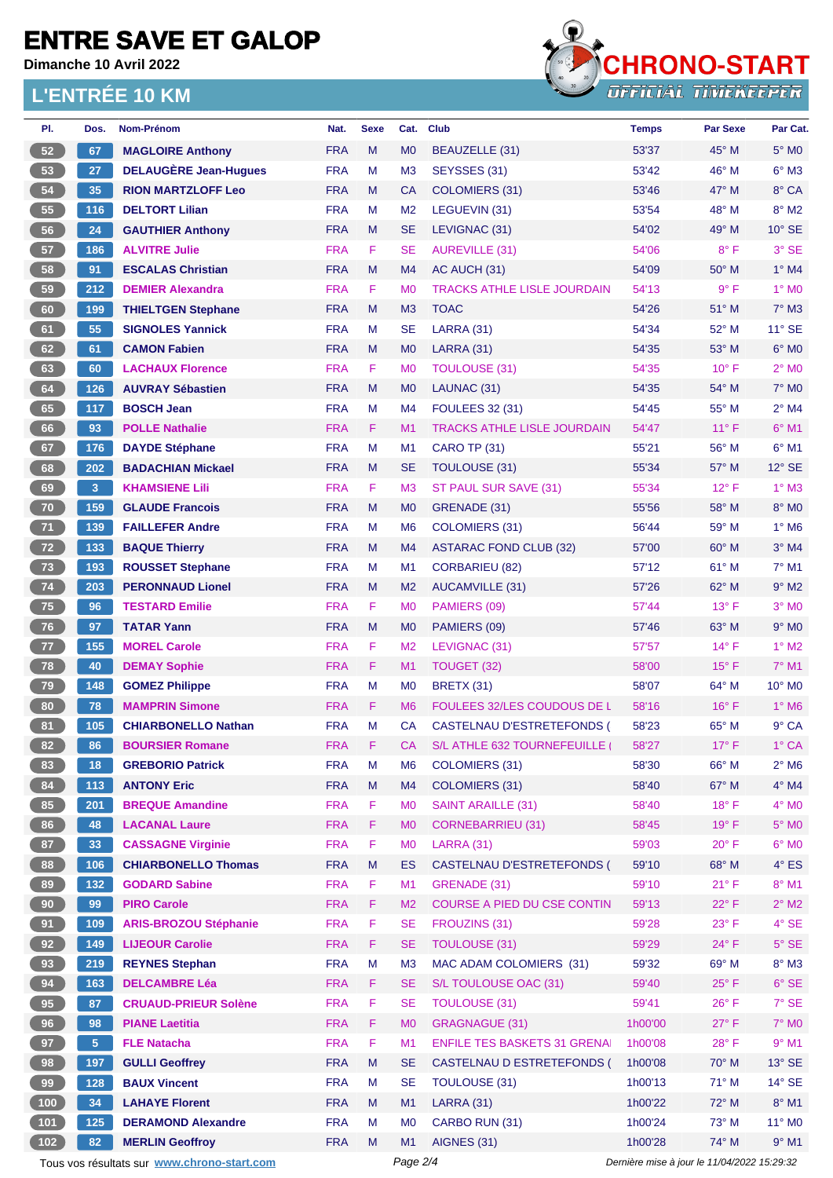# ENTRE SAVE ET GALOP

**Dimanche 10 Avril 2022**

## L'ENTRÉE 10 KM

| Pl. | Dos. | Nom-Prénom | Nat. | Sexe | Cat. | Club | Temps | Par Sexe | Par Cat. |
|---|---|---|---|---|---|---|---|---|---|
| 52 | 67 | MAGLOIRE Anthony | FRA | M | M0 | BEAUZELLE (31) | 53'37 | 45° M | 5° M0 |
| 53 | 27 | DELAUGÈRE Jean-Hugues | FRA | M | M3 | SEYSSES (31) | 53'42 | 46° M | 6° M3 |
| 54 | 35 | RION MARTZLOFF Leo | FRA | M | CA | COLOMIERS (31) | 53'46 | 47° M | 8° CA |
| 55 | 116 | DELTORT Lilian | FRA | M | M2 | LEGUEVIN (31) | 53'54 | 48° M | 8° M2 |
| 56 | 24 | GAUTHIER Anthony | FRA | M | SE | LEVIGNAC (31) | 54'02 | 49° M | 10° SE |
| 57 | 186 | ALVITRE Julie | FRA | F | SE | AUREVILLE (31) | 54'06 | 8° F | 3° SE |
| 58 | 91 | ESCALAS Christian | FRA | M | M4 | AC AUCH (31) | 54'09 | 50° M | 1° M4 |
| 59 | 212 | DEMIER Alexandra | FRA | F | M0 | TRACKS ATHLE LISLE JOURDAIN | 54'13 | 9° F | 1° M0 |
| 60 | 199 | THIELTGEN Stephane | FRA | M | M3 | TOAC | 54'26 | 51° M | 7° M3 |
| 61 | 55 | SIGNOLES Yannick | FRA | M | SE | LARRA (31) | 54'34 | 52° M | 11° SE |
| 62 | 61 | CAMON Fabien | FRA | M | M0 | LARRA (31) | 54'35 | 53° M | 6° M0 |
| 63 | 60 | LACHAUX Florence | FRA | F | M0 | TOULOUSE (31) | 54'35 | 10° F | 2° M0 |
| 64 | 126 | AUVRAY Sébastien | FRA | M | M0 | LAUNAC (31) | 54'35 | 54° M | 7° M0 |
| 65 | 117 | BOSCH Jean | FRA | M | M4 | FOULEES 32 (31) | 54'45 | 55° M | 2° M4 |
| 66 | 93 | POLLE Nathalie | FRA | F | M1 | TRACKS ATHLE LISLE JOURDAIN | 54'47 | 11° F | 6° M1 |
| 67 | 176 | DAYDE Stéphane | FRA | M | M1 | CARO TP (31) | 55'21 | 56° M | 6° M1 |
| 68 | 202 | BADACHIAN Mickael | FRA | M | SE | TOULOUSE (31) | 55'34 | 57° M | 12° SE |
| 69 | 3 | KHAMSIENE Lili | FRA | F | M3 | ST PAUL SUR SAVE (31) | 55'34 | 12° F | 1° M3 |
| 70 | 159 | GLAUDE Francois | FRA | M | M0 | GRENADE (31) | 55'56 | 58° M | 8° M0 |
| 71 | 139 | FAILLEFER Andre | FRA | M | M6 | COLOMIERS (31) | 56'44 | 59° M | 1° M6 |
| 72 | 133 | BAQUE Thierry | FRA | M | M4 | ASTARAC FOND CLUB (32) | 57'00 | 60° M | 3° M4 |
| 73 | 193 | ROUSSET Stephane | FRA | M | M1 | CORBARIEU (82) | 57'12 | 61° M | 7° M1 |
| 74 | 203 | PERONNAUD Lionel | FRA | M | M2 | AUCAMVILLE (31) | 57'26 | 62° M | 9° M2 |
| 75 | 96 | TESTARD Emilie | FRA | F | M0 | PAMIERS (09) | 57'44 | 13° F | 3° M0 |
| 76 | 97 | TATAR Yann | FRA | M | M0 | PAMIERS (09) | 57'46 | 63° M | 9° M0 |
| 77 | 155 | MOREL Carole | FRA | F | M2 | LEVIGNAC (31) | 57'57 | 14° F | 1° M2 |
| 78 | 40 | DEMAY Sophie | FRA | F | M1 | TOUGET (32) | 58'00 | 15° F | 7° M1 |
| 79 | 148 | GOMEZ Philippe | FRA | M | M0 | BRETX (31) | 58'07 | 64° M | 10° M0 |
| 80 | 78 | MAMPRIN Simone | FRA | F | M6 | FOULEES 32/LES COUDOUS DE L | 58'16 | 16° F | 1° M6 |
| 81 | 105 | CHIARBONELLO Nathan | FRA | M | CA | CASTELNAU D'ESTRETEFONDS ( | 58'23 | 65° M | 9° CA |
| 82 | 86 | BOURSIER Romane | FRA | F | CA | S/L ATHLE 632 TOURNEFEUILLE ( | 58'27 | 17° F | 1° CA |
| 83 | 18 | GREBORIO Patrick | FRA | M | M6 | COLOMIERS (31) | 58'30 | 66° M | 2° M6 |
| 84 | 113 | ANTONY Eric | FRA | M | M4 | COLOMIERS (31) | 58'40 | 67° M | 4° M4 |
| 85 | 201 | BREQUE Amandine | FRA | F | M0 | SAINT ARAILLE (31) | 58'40 | 18° F | 4° M0 |
| 86 | 48 | LACANAL Laure | FRA | F | M0 | CORNEBARRIEU (31) | 58'45 | 19° F | 5° M0 |
| 87 | 33 | CASSAGNE Virginie | FRA | F | M0 | LARRA (31) | 59'03 | 20° F | 6° M0 |
| 88 | 106 | CHIARBONELLO Thomas | FRA | M | ES | CASTELNAU D'ESTRETEFONDS ( | 59'10 | 68° M | 4° ES |
| 89 | 132 | GODARD Sabine | FRA | F | M1 | GRENADE (31) | 59'10 | 21° F | 8° M1 |
| 90 | 99 | PIRO Carole | FRA | F | M2 | COURSE A PIED DU CSE CONTIN | 59'13 | 22° F | 2° M2 |
| 91 | 109 | ARIS-BROZOU Stéphanie | FRA | F | SE | FROUZINS (31) | 59'28 | 23° F | 4° SE |
| 92 | 149 | LIJEOUR Carolie | FRA | F | SE | TOULOUSE (31) | 59'29 | 24° F | 5° SE |
| 93 | 219 | REYNES Stephan | FRA | M | M3 | MAC ADAM COLOMIERS (31) | 59'32 | 69° M | 8° M3 |
| 94 | 163 | DELCAMBRE Léa | FRA | F | SE | S/L TOULOUSE OAC (31) | 59'40 | 25° F | 6° SE |
| 95 | 87 | CRUAUD-PRIEUR Solène | FRA | F | SE | TOULOUSE (31) | 59'41 | 26° F | 7° SE |
| 96 | 98 | PIANE Laetitia | FRA | F | M0 | GRAGNAGUE (31) | 1h00'00 | 27° F | 7° M0 |
| 97 | 5 | FLE Natacha | FRA | F | M1 | ENFILE TES BASKETS 31 GRENAI | 1h00'08 | 28° F | 9° M1 |
| 98 | 197 | GULLI Geoffrey | FRA | M | SE | CASTELNAU D ESTRETEFONDS ( | 1h00'08 | 70° M | 13° SE |
| 99 | 128 | BAUX Vincent | FRA | M | SE | TOULOUSE (31) | 1h00'13 | 71° M | 14° SE |
| 100 | 34 | LAHAYE Florent | FRA | M | M1 | LARRA (31) | 1h00'22 | 72° M | 8° M1 |
| 101 | 125 | DERAMOND Alexandre | FRA | M | M0 | CARBO RUN (31) | 1h00'24 | 73° M | 11° M0 |
| 102 | 82 | MERLIN Geoffroy | FRA | M | M1 | AIGNES (31) | 1h00'28 | 74° M | 9° M1 |

Tous vos résultats sur www.chrono-start.com

Dernière mise à jour le 11/04/2022 15:29:32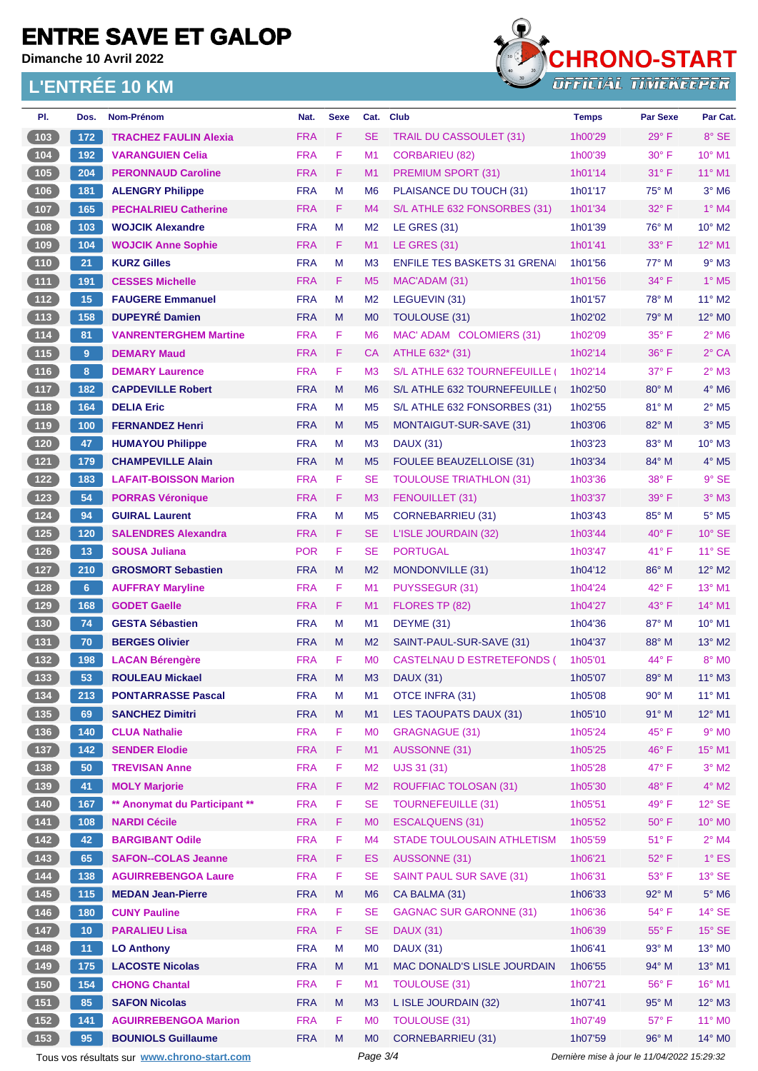# ENTRE SAVE ET GALOP

**Dimanche 10 Avril 2022**

## L'ENTRÉE 10 KM

| Pl. | Dos. | Nom-Prénom | Nat. | Sexe | Cat. | Club | Temps | Par Sexe | Par Cat. |
|---|---|---|---|---|---|---|---|---|---|
| 103 | 172 | TRACHEZ FAULIN Alexia | FRA | F | SE | TRAIL DU CASSOULET (31) | 1h00'29 | 29° F | 8° SE |
| 104 | 192 | VARANGUIEN Celia | FRA | F | M1 | CORBARIEU (82) | 1h00'39 | 30° F | 10° M1 |
| 105 | 204 | PERONNAUD Caroline | FRA | F | M1 | PREMIUM SPORT (31) | 1h01'14 | 31° F | 11° M1 |
| 106 | 181 | ALENGRY Philippe | FRA | M | M6 | PLAISANCE DU TOUCH (31) | 1h01'17 | 75° M | 3° M6 |
| 107 | 165 | PECHALRIEU Catherine | FRA | F | M4 | S/L ATHLE 632 FONSORBES (31) | 1h01'34 | 32° F | 1° M4 |
| 108 | 103 | WOJCIK Alexandre | FRA | M | M2 | LE GRES (31) | 1h01'39 | 76° M | 10° M2 |
| 109 | 104 | WOJCIK Anne Sophie | FRA | F | M1 | LE GRES (31) | 1h01'41 | 33° F | 12° M1 |
| 110 | 21 | KURZ Gilles | FRA | M | M3 | ENFILE TES BASKETS 31 GRENA | 1h01'56 | 77° M | 9° M3 |
| 111 | 191 | CESSES Michelle | FRA | F | M5 | MAC'ADAM (31) | 1h01'56 | 34° F | 1° M5 |
| 112 | 15 | FAUGERE Emmanuel | FRA | M | M2 | LEGUEVIN (31) | 1h01'57 | 78° M | 11° M2 |
| 113 | 158 | DUPEYRÉ Damien | FRA | M | M0 | TOULOUSE (31) | 1h02'02 | 79° M | 12° M0 |
| 114 | 81 | VANRENTERGHEM Martine | FRA | F | M6 | MAC' ADAM COLOMIERS (31) | 1h02'09 | 35° F | 2° M6 |
| 115 | 9 | DEMARY Maud | FRA | F | CA | ATHLE 632* (31) | 1h02'14 | 36° F | 2° CA |
| 116 | 8 | DEMARY Laurence | FRA | F | M3 | S/L ATHLE 632 TOURNEFEUILLE ( | 1h02'14 | 37° F | 2° M3 |
| 117 | 182 | CAPDEVILLE Robert | FRA | M | M6 | S/L ATHLE 632 TOURNEFEUILLE ( | 1h02'50 | 80° M | 4° M6 |
| 118 | 164 | DELIA Eric | FRA | M | M5 | S/L ATHLE 632 FONSORBES (31) | 1h02'55 | 81° M | 2° M5 |
| 119 | 100 | FERNANDEZ Henri | FRA | M | M5 | MONTAIGUT-SUR-SAVE (31) | 1h03'06 | 82° M | 3° M5 |
| 120 | 47 | HUMAYOU Philippe | FRA | M | M3 | DAUX (31) | 1h03'23 | 83° M | 10° M3 |
| 121 | 179 | CHAMPEVILLE Alain | FRA | M | M5 | FOULEE BEAUZELLOISE (31) | 1h03'34 | 84° M | 4° M5 |
| 122 | 183 | LAFAIT-BOISSON Marion | FRA | F | SE | TOULOUSE TRIATHLON (31) | 1h03'36 | 38° F | 9° SE |
| 123 | 54 | PORRAS Véronique | FRA | F | M3 | FENOUILLET (31) | 1h03'37 | 39° F | 3° M3 |
| 124 | 94 | GUIRAL Laurent | FRA | M | M5 | CORNEBARRIEU (31) | 1h03'43 | 85° M | 5° M5 |
| 125 | 120 | SALENDRES Alexandra | FRA | F | SE | L'ISLE JOURDAIN (32) | 1h03'44 | 40° F | 10° SE |
| 126 | 13 | SOUSA Juliana | POR | F | SE | PORTUGAL | 1h03'47 | 41° F | 11° SE |
| 127 | 210 | GROSMORT Sebastien | FRA | M | M2 | MONDONVILLE (31) | 1h04'12 | 86° M | 12° M2 |
| 128 | 6 | AUFFRAY Maryline | FRA | F | M1 | PUYSSEGUR (31) | 1h04'24 | 42° F | 13° M1 |
| 129 | 168 | GODET Gaelle | FRA | F | M1 | FLORES TP (82) | 1h04'27 | 43° F | 14° M1 |
| 130 | 74 | GESTA Sébastien | FRA | M | M1 | DEYME (31) | 1h04'36 | 87° M | 10° M1 |
| 131 | 70 | BERGES Olivier | FRA | M | M2 | SAINT-PAUL-SUR-SAVE (31) | 1h04'37 | 88° M | 13° M2 |
| 132 | 198 | LACAN Bérengère | FRA | F | M0 | CASTELNAU D ESTRETEFONDS ( | 1h05'01 | 44° F | 8° M0 |
| 133 | 53 | ROULEAU Mickael | FRA | M | M3 | DAUX (31) | 1h05'07 | 89° M | 11° M3 |
| 134 | 213 | PONTARRASSE Pascal | FRA | M | M1 | OTCE INFRA (31) | 1h05'08 | 90° M | 11° M1 |
| 135 | 69 | SANCHEZ Dimitri | FRA | M | M1 | LES TAOUPATS DAUX (31) | 1h05'10 | 91° M | 12° M1 |
| 136 | 140 | CLUA Nathalie | FRA | F | M0 | GRAGNAGUE (31) | 1h05'24 | 45° F | 9° M0 |
| 137 | 142 | SENDER Elodie | FRA | F | M1 | AUSSONNE (31) | 1h05'25 | 46° F | 15° M1 |
| 138 | 50 | TREVISAN Anne | FRA | F | M2 | UJS 31 (31) | 1h05'28 | 47° F | 3° M2 |
| 139 | 41 | MOLY Marjorie | FRA | F | M2 | ROUFFIAC TOLOSAN (31) | 1h05'30 | 48° F | 4° M2 |
| 140 | 167 | ** Anonymat du Participant ** | FRA | F | SE | TOURNEFEUILLE (31) | 1h05'51 | 49° F | 12° SE |
| 141 | 108 | NARDI Cécile | FRA | F | M0 | ESCALQUENS (31) | 1h05'52 | 50° F | 10° M0 |
| 142 | 42 | BARGIBANT Odile | FRA | F | M4 | STADE TOULOUSAIN ATHLETISM | 1h05'59 | 51° F | 2° M4 |
| 143 | 65 | SAFON--COLAS Jeanne | FRA | F | ES | AUSSONNE (31) | 1h06'21 | 52° F | 1° ES |
| 144 | 138 | AGUIRREBENGOA Laure | FRA | F | SE | SAINT PAUL SUR SAVE (31) | 1h06'31 | 53° F | 13° SE |
| 145 | 115 | MEDAN Jean-Pierre | FRA | M | M6 | CA BALMA (31) | 1h06'33 | 92° M | 5° M6 |
| 146 | 180 | CUNY Pauline | FRA | F | SE | GAGNAC SUR GARONNE (31) | 1h06'36 | 54° F | 14° SE |
| 147 | 10 | PARALIEU Lisa | FRA | F | SE | DAUX (31) | 1h06'39 | 55° F | 15° SE |
| 148 | 11 | LO Anthony | FRA | M | M0 | DAUX (31) | 1h06'41 | 93° M | 13° M0 |
| 149 | 175 | LACOSTE Nicolas | FRA | M | M1 | MAC DONALD'S LISLE JOURDAIN | 1h06'55 | 94° M | 13° M1 |
| 150 | 154 | CHONG Chantal | FRA | F | M1 | TOULOUSE (31) | 1h07'21 | 56° F | 16° M1 |
| 151 | 85 | SAFON Nicolas | FRA | M | M3 | L ISLE JOURDAIN (32) | 1h07'41 | 95° M | 12° M3 |
| 152 | 141 | AGUIRREBENGOA Marion | FRA | F | M0 | TOULOUSE (31) | 1h07'49 | 57° F | 11° M0 |
| 153 | 95 | BOUNIOLS Guillaume | FRA | M | M0 | CORNEBARRIEU (31) | 1h07'59 | 96° M | 14° M0 |

Tous vos résultats sur www.chrono-start.com — *Dernière mise à jour le 11/04/2022 15:29:32*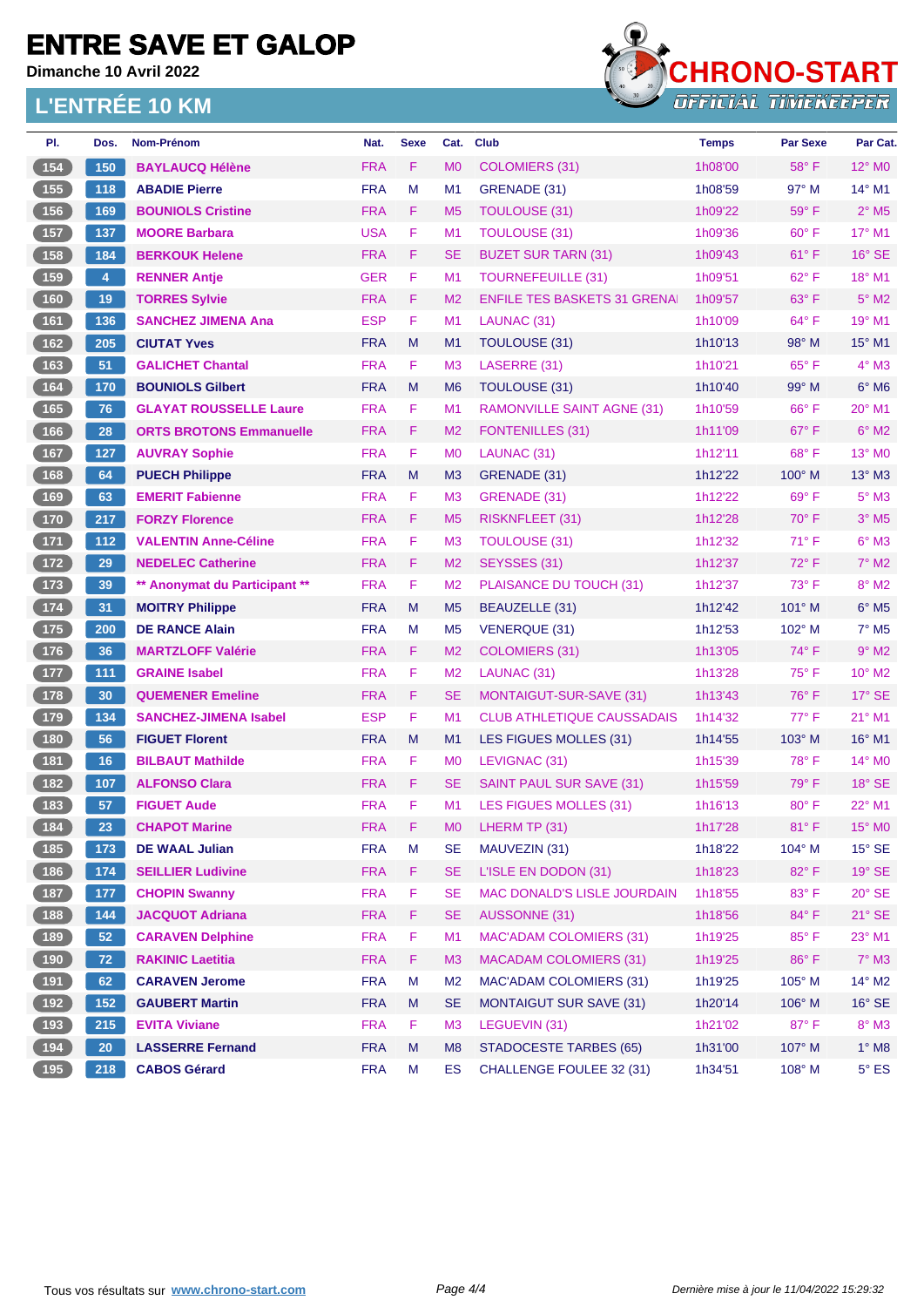# ENTRE SAVE ET GALOP

**Dimanche 10 Avril 2022**

## L'ENTRÉE 10 KM

CHRONO-START
OFFICIAL TIMEKEEPER

| Pl. | Dos. | Nom-Prénom | Nat. | Sexe | Cat. | Club | Temps | Par Sexe | Par Cat. |
|---|---|---|---|---|---|---|---|---|---|
| 154 | 150 | BAYLAUCQ Hélène | FRA | F | M0 | COLOMIERS (31) | 1h08'00 | 58° F | 12° M0 |
| 155 | 118 | ABADIE Pierre | FRA | M | M1 | GRENADE (31) | 1h08'59 | 97° M | 14° M1 |
| 156 | 169 | BOUNIOLS Cristine | FRA | F | M5 | TOULOUSE (31) | 1h09'22 | 59° F | 2° M5 |
| 157 | 137 | MOORE Barbara | USA | F | M1 | TOULOUSE (31) | 1h09'36 | 60° F | 17° M1 |
| 158 | 184 | BERKOUK Helene | FRA | F | SE | BUZET SUR TARN (31) | 1h09'43 | 61° F | 16° SE |
| 159 | 4 | RENNER Antje | GER | F | M1 | TOURNEFEUILLE (31) | 1h09'51 | 62° F | 18° M1 |
| 160 | 19 | TORRES Sylvie | FRA | F | M2 | ENFILE TES BASKETS 31 GRENA | 1h09'57 | 63° F | 5° M2 |
| 161 | 136 | SANCHEZ JIMENA Ana | ESP | F | M1 | LAUNAC (31) | 1h10'09 | 64° F | 19° M1 |
| 162 | 205 | CIUTAT Yves | FRA | M | M1 | TOULOUSE (31) | 1h10'13 | 98° M | 15° M1 |
| 163 | 51 | GALICHET Chantal | FRA | F | M3 | LASERRE (31) | 1h10'21 | 65° F | 4° M3 |
| 164 | 170 | BOUNIOLS Gilbert | FRA | M | M6 | TOULOUSE (31) | 1h10'40 | 99° M | 6° M6 |
| 165 | 76 | GLAYAT ROUSSELLE Laure | FRA | F | M1 | RAMONVILLE SAINT AGNE (31) | 1h10'59 | 66° F | 20° M1 |
| 166 | 28 | ORTS BROTONS Emmanuelle | FRA | F | M2 | FONTENILLES (31) | 1h11'09 | 67° F | 6° M2 |
| 167 | 127 | AUVRAY Sophie | FRA | F | M0 | LAUNAC (31) | 1h12'11 | 68° F | 13° M0 |
| 168 | 64 | PUECH Philippe | FRA | M | M3 | GRENADE (31) | 1h12'22 | 100° M | 13° M3 |
| 169 | 63 | EMERIT Fabienne | FRA | F | M3 | GRENADE (31) | 1h12'22 | 69° F | 5° M3 |
| 170 | 217 | FORZY Florence | FRA | F | M5 | RISKNFLEET (31) | 1h12'28 | 70° F | 3° M5 |
| 171 | 112 | VALENTIN Anne-Céline | FRA | F | M3 | TOULOUSE (31) | 1h12'32 | 71° F | 6° M3 |
| 172 | 29 | NEDELEC Catherine | FRA | F | M2 | SEYSSES (31) | 1h12'37 | 72° F | 7° M2 |
| 173 | 39 | ** Anonymat du Participant ** | FRA | F | M2 | PLAISANCE DU TOUCH (31) | 1h12'37 | 73° F | 8° M2 |
| 174 | 31 | MOITRY Philippe | FRA | M | M5 | BEAUZELLE (31) | 1h12'42 | 101° M | 6° M5 |
| 175 | 200 | DE RANCE Alain | FRA | M | M5 | VENERQUE (31) | 1h12'53 | 102° M | 7° M5 |
| 176 | 36 | MARTZLOFF Valérie | FRA | F | M2 | COLOMIERS (31) | 1h13'05 | 74° F | 9° M2 |
| 177 | 111 | GRAINE Isabel | FRA | F | M2 | LAUNAC (31) | 1h13'28 | 75° F | 10° M2 |
| 178 | 30 | QUEMENER Emeline | FRA | F | SE | MONTAIGUT-SUR-SAVE (31) | 1h13'43 | 76° F | 17° SE |
| 179 | 134 | SANCHEZ-JIMENA Isabel | ESP | F | M1 | CLUB ATHLETIQUE CAUSSADAIS | 1h14'32 | 77° F | 21° M1 |
| 180 | 56 | FIGUET Florent | FRA | M | M1 | LES FIGUES MOLLES (31) | 1h14'55 | 103° M | 16° M1 |
| 181 | 16 | BILBAUT Mathilde | FRA | F | M0 | LEVIGNAC (31) | 1h15'39 | 78° F | 14° M0 |
| 182 | 107 | ALFONSO Clara | FRA | F | SE | SAINT PAUL SUR SAVE (31) | 1h15'59 | 79° F | 18° SE |
| 183 | 57 | FIGUET Aude | FRA | F | M1 | LES FIGUES MOLLES (31) | 1h16'13 | 80° F | 22° M1 |
| 184 | 23 | CHAPOT Marine | FRA | F | M0 | LHERM TP (31) | 1h17'28 | 81° F | 15° M0 |
| 185 | 173 | DE WAAL Julian | FRA | M | SE | MAUVEZIN (31) | 1h18'22 | 104° M | 15° SE |
| 186 | 174 | SEILLIER Ludivine | FRA | F | SE | L'ISLE EN DODON (31) | 1h18'23 | 82° F | 19° SE |
| 187 | 177 | CHOPIN Swanny | FRA | F | SE | MAC DONALD'S LISLE JOURDAIN | 1h18'55 | 83° F | 20° SE |
| 188 | 144 | JACQUOT Adriana | FRA | F | SE | AUSSONNE (31) | 1h18'56 | 84° F | 21° SE |
| 189 | 52 | CARAVEN Delphine | FRA | F | M1 | MAC'ADAM COLOMIERS (31) | 1h19'25 | 85° F | 23° M1 |
| 190 | 72 | RAKINIC Laetitia | FRA | F | M3 | MACADAM COLOMIERS (31) | 1h19'25 | 86° F | 7° M3 |
| 191 | 62 | CARAVEN Jerome | FRA | M | M2 | MAC'ADAM COLOMIERS (31) | 1h19'25 | 105° M | 14° M2 |
| 192 | 152 | GAUBERT Martin | FRA | M | SE | MONTAIGUT SUR SAVE (31) | 1h20'14 | 106° M | 16° SE |
| 193 | 215 | EVITA Viviane | FRA | F | M3 | LEGUEVIN (31) | 1h21'02 | 87° F | 8° M3 |
| 194 | 20 | LASSERRE Fernand | FRA | M | M8 | STADOCESTE TARBES (65) | 1h31'00 | 107° M | 1° M8 |
| 195 | 218 | CABOS Gérard | FRA | M | ES | CHALLENGE FOULEE 32 (31) | 1h34'51 | 108° M | 5° ES |

Tous vos résultats sur www.chrono-start.com

*Dernière mise à jour le 11/04/2022 15:29:32*